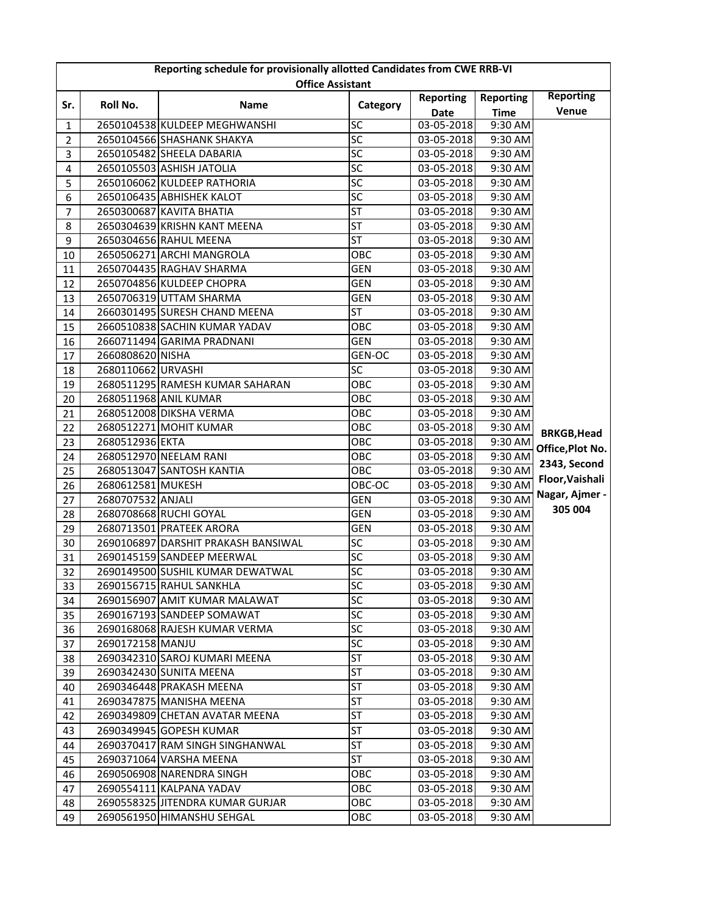| Reporting schedule for provisionally allotted Candidates from CWE RRB-VI Office Assistant | | | | | | |
|---|---|---|---|---|---|---|
| **Sr.** | **Roll No.** | **Name** | **Category** | **Reporting Date** | **Reporting Time** | **Reporting Venue** |
| 1 | 2650104538 | KULDEEP MEGHWANSHI | SC | 03-05-2018 | 9:30 AM | **BRKGB,Head Office,Plot No. 2343, Second Floor,Vaishali Nagar, Ajmer - 305 004** |
| 2 | 2650104566 | SHASHANK SHAKYA | SC | 03-05-2018 | 9:30 AM | |
| 3 | 2650105482 | SHEELA DABARIA | SC | 03-05-2018 | 9:30 AM | |
| 4 | 2650105503 | ASHISH JATOLIA | SC | 03-05-2018 | 9:30 AM | |
| 5 | 2650106062 | KULDEEP RATHORIA | SC | 03-05-2018 | 9:30 AM | |
| 6 | 2650106435 | ABHISHEK KALOT | SC | 03-05-2018 | 9:30 AM | |
| 7 | 2650300687 | KAVITA BHATIA | ST | 03-05-2018 | 9:30 AM | |
| 8 | 2650304639 | KRISHN KANT MEENA | ST | 03-05-2018 | 9:30 AM | |
| 9 | 2650304656 | RAHUL MEENA | ST | 03-05-2018 | 9:30 AM | |
| 10 | 2650506271 | ARCHI MANGROLA | OBC | 03-05-2018 | 9:30 AM | |
| 11 | 2650704435 | RAGHAV SHARMA | GEN | 03-05-2018 | 9:30 AM | |
| 12 | 2650704856 | KULDEEP CHOPRA | GEN | 03-05-2018 | 9:30 AM | |
| 13 | 2650706319 | UTTAM SHARMA | GEN | 03-05-2018 | 9:30 AM | |
| 14 | 2660301495 | SURESH CHAND MEENA | ST | 03-05-2018 | 9:30 AM | |
| 15 | 2660510838 | SACHIN KUMAR YADAV | OBC | 03-05-2018 | 9:30 AM | |
| 16 | 2660711494 | GARIMA PRADNANI | GEN | 03-05-2018 | 9:30 AM | |
| 17 | 2660808620 | NISHA | GEN-OC | 03-05-2018 | 9:30 AM | |
| 18 | 2680110662 | URVASHI | SC | 03-05-2018 | 9:30 AM | |
| 19 | 2680511295 | RAMESH KUMAR SAHARAN | OBC | 03-05-2018 | 9:30 AM | |
| 20 | 2680511968 | ANIL KUMAR | OBC | 03-05-2018 | 9:30 AM | |
| 21 | 2680512008 | DIKSHA VERMA | OBC | 03-05-2018 | 9:30 AM | |
| 22 | 2680512271 | MOHIT KUMAR | OBC | 03-05-2018 | 9:30 AM | |
| 23 | 2680512936 | EKTA | OBC | 03-05-2018 | 9:30 AM | |
| 24 | 2680512970 | NEELAM RANI | OBC | 03-05-2018 | 9:30 AM | |
| 25 | 2680513047 | SANTOSH KANTIA | OBC | 03-05-2018 | 9:30 AM | |
| 26 | 2680612581 | MUKESH | OBC-OC | 03-05-2018 | 9:30 AM | |
| 27 | 2680707532 | ANJALI | GEN | 03-05-2018 | 9:30 AM | |
| 28 | 2680708668 | RUCHI GOYAL | GEN | 03-05-2018 | 9:30 AM | |
| 29 | 2680713501 | PRATEEK ARORA | GEN | 03-05-2018 | 9:30 AM | |
| 30 | 2690106897 | DARSHIT PRAKASH BANSIWAL | SC | 03-05-2018 | 9:30 AM | |
| 31 | 2690145159 | SANDEEP MEERWAL | SC | 03-05-2018 | 9:30 AM | |
| 32 | 2690149500 | SUSHIL KUMAR DEWATWAL | SC | 03-05-2018 | 9:30 AM | |
| 33 | 2690156715 | RAHUL SANKHLA | SC | 03-05-2018 | 9:30 AM | |
| 34 | 2690156907 | AMIT KUMAR MALAWAT | SC | 03-05-2018 | 9:30 AM | |
| 35 | 2690167193 | SANDEEP SOMAWAT | SC | 03-05-2018 | 9:30 AM | |
| 36 | 2690168068 | RAJESH KUMAR VERMA | SC | 03-05-2018 | 9:30 AM | |
| 37 | 2690172158 | MANJU | SC | 03-05-2018 | 9:30 AM | |
| 38 | 2690342310 | SAROJ KUMARI MEENA | ST | 03-05-2018 | 9:30 AM | |
| 39 | 2690342430 | SUNITA MEENA | ST | 03-05-2018 | 9:30 AM | |
| 40 | 2690346448 | PRAKASH MEENA | ST | 03-05-2018 | 9:30 AM | |
| 41 | 2690347875 | MANISHA MEENA | ST | 03-05-2018 | 9:30 AM | |
| 42 | 2690349809 | CHETAN AVATAR MEENA | ST | 03-05-2018 | 9:30 AM | |
| 43 | 2690349945 | GOPESH KUMAR | ST | 03-05-2018 | 9:30 AM | |
| 44 | 2690370417 | RAM SINGH SINGHANWAL | ST | 03-05-2018 | 9:30 AM | |
| 45 | 2690371064 | VARSHA MEENA | ST | 03-05-2018 | 9:30 AM | |
| 46 | 2690506908 | NARENDRA SINGH | OBC | 03-05-2018 | 9:30 AM | |
| 47 | 2690554111 | KALPANA YADAV | OBC | 03-05-2018 | 9:30 AM | |
| 48 | 2690558325 | JITENDRA KUMAR GURJAR | OBC | 03-05-2018 | 9:30 AM | |
| 49 | 2690561950 | HIMANSHU SEHGAL | OBC | 03-05-2018 | 9:30 AM | |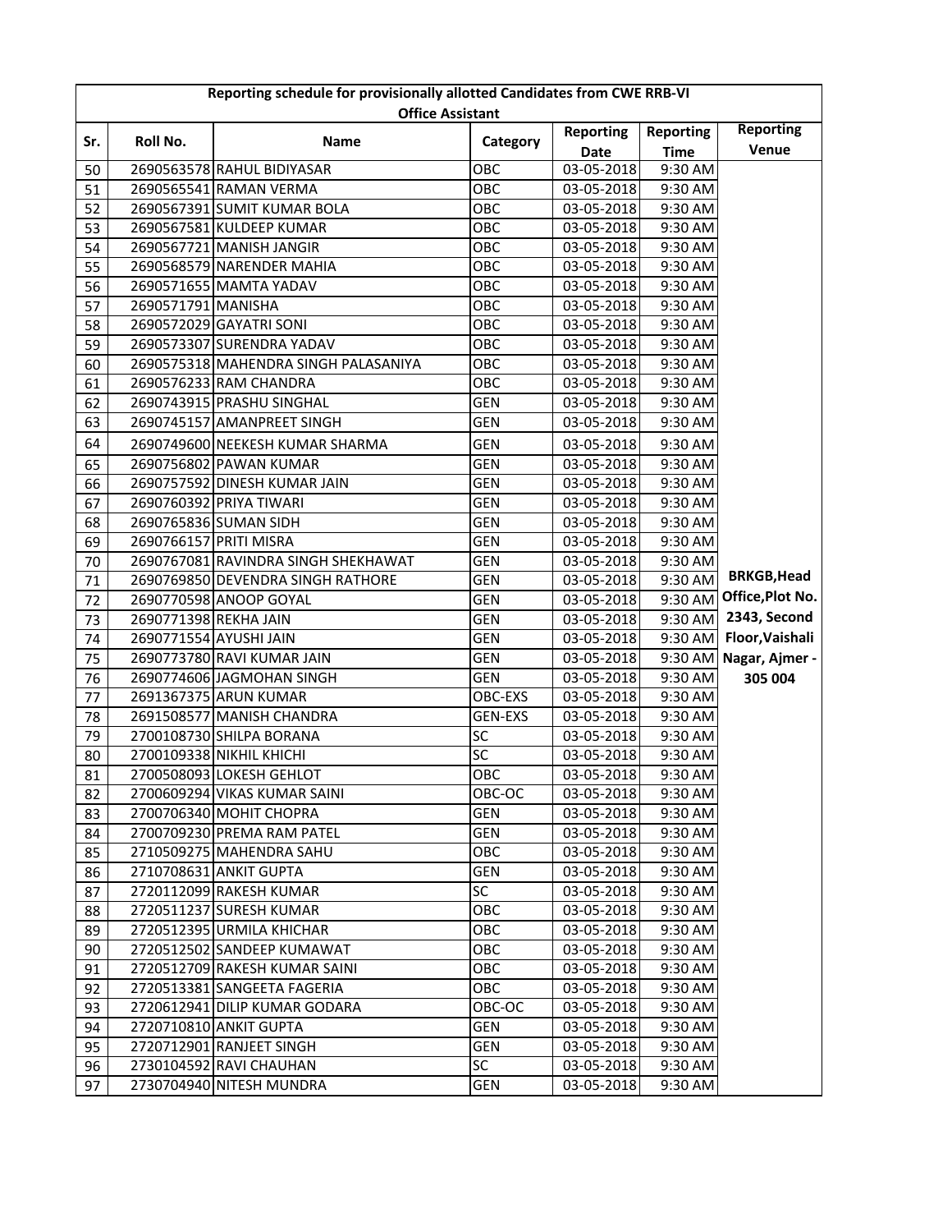| Reporting schedule for provisionally allotted Candidates from CWE RRB-VI Office Assistant | | | | | | |
|---|---|---|---|---|---|---|
| **Sr.** | **Roll No.** | **Name** | **Category** | **Reporting Date** | **Reporting Time** | **Reporting Venue** |
| 50 | 2690563578 | RAHUL BIDIYASAR | OBC | 03-05-2018 | 9:30 AM | **BRKGB,Head Office,Plot No. 2343, Second Floor,Vaishali Nagar, Ajmer - 305 004** |
| 51 | 2690565541 | RAMAN VERMA | OBC | 03-05-2018 | 9:30 AM | |
| 52 | 2690567391 | SUMIT KUMAR BOLA | OBC | 03-05-2018 | 9:30 AM | |
| 53 | 2690567581 | KULDEEP KUMAR | OBC | 03-05-2018 | 9:30 AM | |
| 54 | 2690567721 | MANISH JANGIR | OBC | 03-05-2018 | 9:30 AM | |
| 55 | 2690568579 | NARENDER MAHIA | OBC | 03-05-2018 | 9:30 AM | |
| 56 | 2690571655 | MAMTA YADAV | OBC | 03-05-2018 | 9:30 AM | |
| 57 | 2690571791 | MANISHA | OBC | 03-05-2018 | 9:30 AM | |
| 58 | 2690572029 | GAYATRI SONI | OBC | 03-05-2018 | 9:30 AM | |
| 59 | 2690573307 | SURENDRA YADAV | OBC | 03-05-2018 | 9:30 AM | |
| 60 | 2690575318 | MAHENDRA SINGH PALASANIYA | OBC | 03-05-2018 | 9:30 AM | |
| 61 | 2690576233 | RAM CHANDRA | OBC | 03-05-2018 | 9:30 AM | |
| 62 | 2690743915 | PRASHU SINGHAL | GEN | 03-05-2018 | 9:30 AM | |
| 63 | 2690745157 | AMANPREET SINGH | GEN | 03-05-2018 | 9:30 AM | |
| 64 | 2690749600 | NEEKESH KUMAR SHARMA | GEN | 03-05-2018 | 9:30 AM | |
| 65 | 2690756802 | PAWAN KUMAR | GEN | 03-05-2018 | 9:30 AM | |
| 66 | 2690757592 | DINESH KUMAR JAIN | GEN | 03-05-2018 | 9:30 AM | |
| 67 | 2690760392 | PRIYA TIWARI | GEN | 03-05-2018 | 9:30 AM | |
| 68 | 2690765836 | SUMAN SIDH | GEN | 03-05-2018 | 9:30 AM | |
| 69 | 2690766157 | PRITI MISRA | GEN | 03-05-2018 | 9:30 AM | |
| 70 | 2690767081 | RAVINDRA SINGH SHEKHAWAT | GEN | 03-05-2018 | 9:30 AM | |
| 71 | 2690769850 | DEVENDRA SINGH RATHORE | GEN | 03-05-2018 | 9:30 AM | |
| 72 | 2690770598 | ANOOP GOYAL | GEN | 03-05-2018 | 9:30 AM | |
| 73 | 2690771398 | REKHA JAIN | GEN | 03-05-2018 | 9:30 AM | |
| 74 | 2690771554 | AYUSHI JAIN | GEN | 03-05-2018 | 9:30 AM | |
| 75 | 2690773780 | RAVI KUMAR JAIN | GEN | 03-05-2018 | 9:30 AM | |
| 76 | 2690774606 | JAGMOHAN SINGH | GEN | 03-05-2018 | 9:30 AM | |
| 77 | 2691367375 | ARUN KUMAR | OBC-EXS | 03-05-2018 | 9:30 AM | |
| 78 | 2691508577 | MANISH CHANDRA | GEN-EXS | 03-05-2018 | 9:30 AM | |
| 79 | 2700108730 | SHILPA BORANA | SC | 03-05-2018 | 9:30 AM | |
| 80 | 2700109338 | NIKHIL KHICHI | SC | 03-05-2018 | 9:30 AM | |
| 81 | 2700508093 | LOKESH GEHLOT | OBC | 03-05-2018 | 9:30 AM | |
| 82 | 2700609294 | VIKAS KUMAR SAINI | OBC-OC | 03-05-2018 | 9:30 AM | |
| 83 | 2700706340 | MOHIT CHOPRA | GEN | 03-05-2018 | 9:30 AM | |
| 84 | 2700709230 | PREMA RAM PATEL | GEN | 03-05-2018 | 9:30 AM | |
| 85 | 2710509275 | MAHENDRA SAHU | OBC | 03-05-2018 | 9:30 AM | |
| 86 | 2710708631 | ANKIT GUPTA | GEN | 03-05-2018 | 9:30 AM | |
| 87 | 2720112099 | RAKESH KUMAR | SC | 03-05-2018 | 9:30 AM | |
| 88 | 2720511237 | SURESH KUMAR | OBC | 03-05-2018 | 9:30 AM | |
| 89 | 2720512395 | URMILA KHICHAR | OBC | 03-05-2018 | 9:30 AM | |
| 90 | 2720512502 | SANDEEP KUMAWAT | OBC | 03-05-2018 | 9:30 AM | |
| 91 | 2720512709 | RAKESH KUMAR SAINI | OBC | 03-05-2018 | 9:30 AM | |
| 92 | 2720513381 | SANGEETA FAGERIA | OBC | 03-05-2018 | 9:30 AM | |
| 93 | 2720612941 | DILIP KUMAR GODARA | OBC-OC | 03-05-2018 | 9:30 AM | |
| 94 | 2720710810 | ANKIT GUPTA | GEN | 03-05-2018 | 9:30 AM | |
| 95 | 2720712901 | RANJEET SINGH | GEN | 03-05-2018 | 9:30 AM | |
| 96 | 2730104592 | RAVI CHAUHAN | SC | 03-05-2018 | 9:30 AM | |
| 97 | 2730704940 | NITESH MUNDRA | GEN | 03-05-2018 | 9:30 AM | |